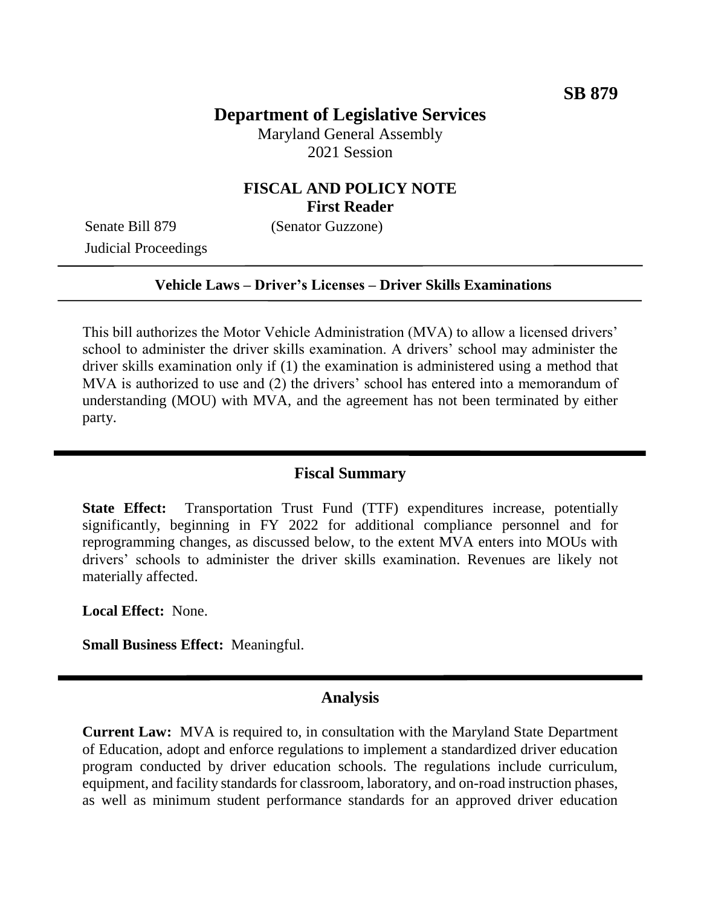**SB 879**

# Department of Legislative Services

Maryland General Assembly
2021 Session

## FISCAL AND POLICY NOTE
**First Reader**

Senate Bill 879 (Senator Guzzone)
Judicial Proceedings

---

**Vehicle Laws – Driver's Licenses – Driver Skills Examinations**

---

This bill authorizes the Motor Vehicle Administration (MVA) to allow a licensed drivers' school to administer the driver skills examination. A drivers' school may administer the driver skills examination only if (1) the examination is administered using a method that MVA is authorized to use and (2) the drivers' school has entered into a memorandum of understanding (MOU) with MVA, and the agreement has not been terminated by either party.

---

## Fiscal Summary

**State Effect:** Transportation Trust Fund (TTF) expenditures increase, potentially significantly, beginning in FY 2022 for additional compliance personnel and for reprogramming changes, as discussed below, to the extent MVA enters into MOUs with drivers' schools to administer the driver skills examination. Revenues are likely not materially affected.

**Local Effect:** None.

**Small Business Effect:** Meaningful.

---

## Analysis

**Current Law:** MVA is required to, in consultation with the Maryland State Department of Education, adopt and enforce regulations to implement a standardized driver education program conducted by driver education schools. The regulations include curriculum, equipment, and facility standards for classroom, laboratory, and on-road instruction phases, as well as minimum student performance standards for an approved driver education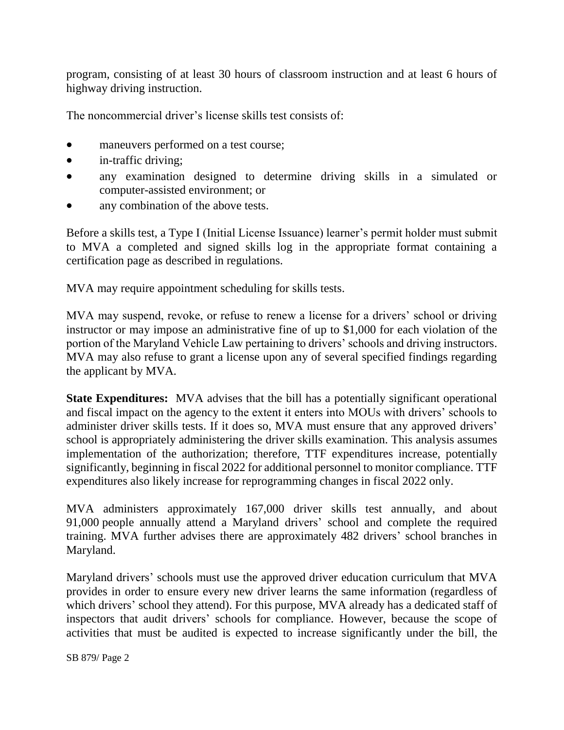program, consisting of at least 30 hours of classroom instruction and at least 6 hours of highway driving instruction.

The noncommercial driver's license skills test consists of:

- maneuvers performed on a test course;
- in-traffic driving;
- any examination designed to determine driving skills in a simulated or computer-assisted environment; or
- any combination of the above tests.

Before a skills test, a Type I (Initial License Issuance) learner's permit holder must submit to MVA a completed and signed skills log in the appropriate format containing a certification page as described in regulations.

MVA may require appointment scheduling for skills tests.

MVA may suspend, revoke, or refuse to renew a license for a drivers' school or driving instructor or may impose an administrative fine of up to $1,000 for each violation of the portion of the Maryland Vehicle Law pertaining to drivers' schools and driving instructors. MVA may also refuse to grant a license upon any of several specified findings regarding the applicant by MVA.

**State Expenditures:** MVA advises that the bill has a potentially significant operational and fiscal impact on the agency to the extent it enters into MOUs with drivers' schools to administer driver skills tests. If it does so, MVA must ensure that any approved drivers' school is appropriately administering the driver skills examination. This analysis assumes implementation of the authorization; therefore, TTF expenditures increase, potentially significantly, beginning in fiscal 2022 for additional personnel to monitor compliance. TTF expenditures also likely increase for reprogramming changes in fiscal 2022 only.

MVA administers approximately 167,000 driver skills test annually, and about 91,000 people annually attend a Maryland drivers' school and complete the required training. MVA further advises there are approximately 482 drivers' school branches in Maryland.

Maryland drivers' schools must use the approved driver education curriculum that MVA provides in order to ensure every new driver learns the same information (regardless of which drivers' school they attend). For this purpose, MVA already has a dedicated staff of inspectors that audit drivers' schools for compliance. However, because the scope of activities that must be audited is expected to increase significantly under the bill, the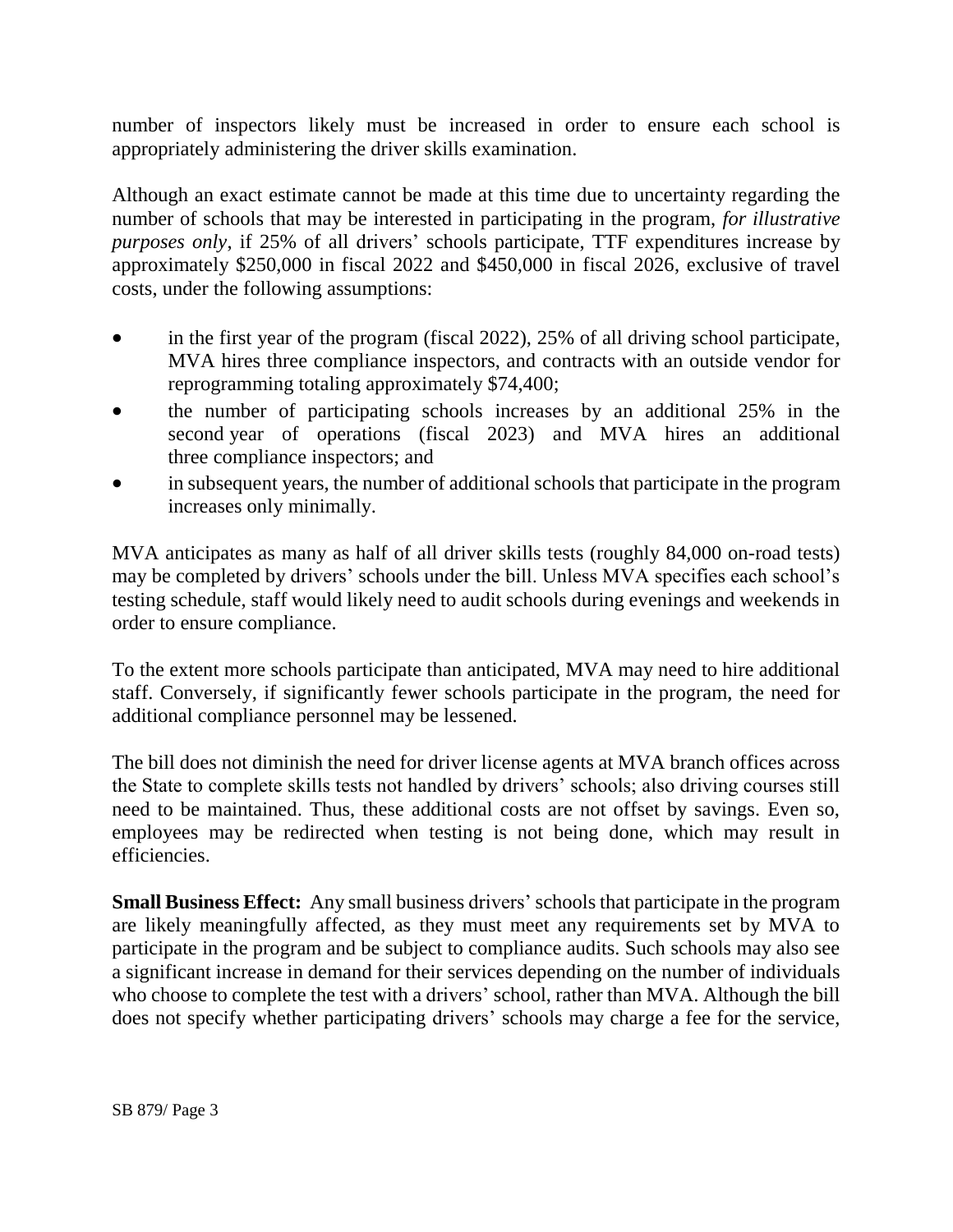number of inspectors likely must be increased in order to ensure each school is appropriately administering the driver skills examination.

Although an exact estimate cannot be made at this time due to uncertainty regarding the number of schools that may be interested in participating in the program, *for illustrative purposes only*, if 25% of all drivers' schools participate, TTF expenditures increase by approximately $250,000 in fiscal 2022 and $450,000 in fiscal 2026, exclusive of travel costs, under the following assumptions:

- in the first year of the program (fiscal 2022), 25% of all driving school participate, MVA hires three compliance inspectors, and contracts with an outside vendor for reprogramming totaling approximately $74,400;
- the number of participating schools increases by an additional 25% in the second year of operations (fiscal 2023) and MVA hires an additional three compliance inspectors; and
- in subsequent years, the number of additional schools that participate in the program increases only minimally.

MVA anticipates as many as half of all driver skills tests (roughly 84,000 on-road tests) may be completed by drivers' schools under the bill. Unless MVA specifies each school's testing schedule, staff would likely need to audit schools during evenings and weekends in order to ensure compliance.

To the extent more schools participate than anticipated, MVA may need to hire additional staff. Conversely, if significantly fewer schools participate in the program, the need for additional compliance personnel may be lessened.

The bill does not diminish the need for driver license agents at MVA branch offices across the State to complete skills tests not handled by drivers' schools; also driving courses still need to be maintained. Thus, these additional costs are not offset by savings. Even so, employees may be redirected when testing is not being done, which may result in efficiencies.

**Small Business Effect:** Any small business drivers' schools that participate in the program are likely meaningfully affected, as they must meet any requirements set by MVA to participate in the program and be subject to compliance audits. Such schools may also see a significant increase in demand for their services depending on the number of individuals who choose to complete the test with a drivers' school, rather than MVA. Although the bill does not specify whether participating drivers' schools may charge a fee for the service,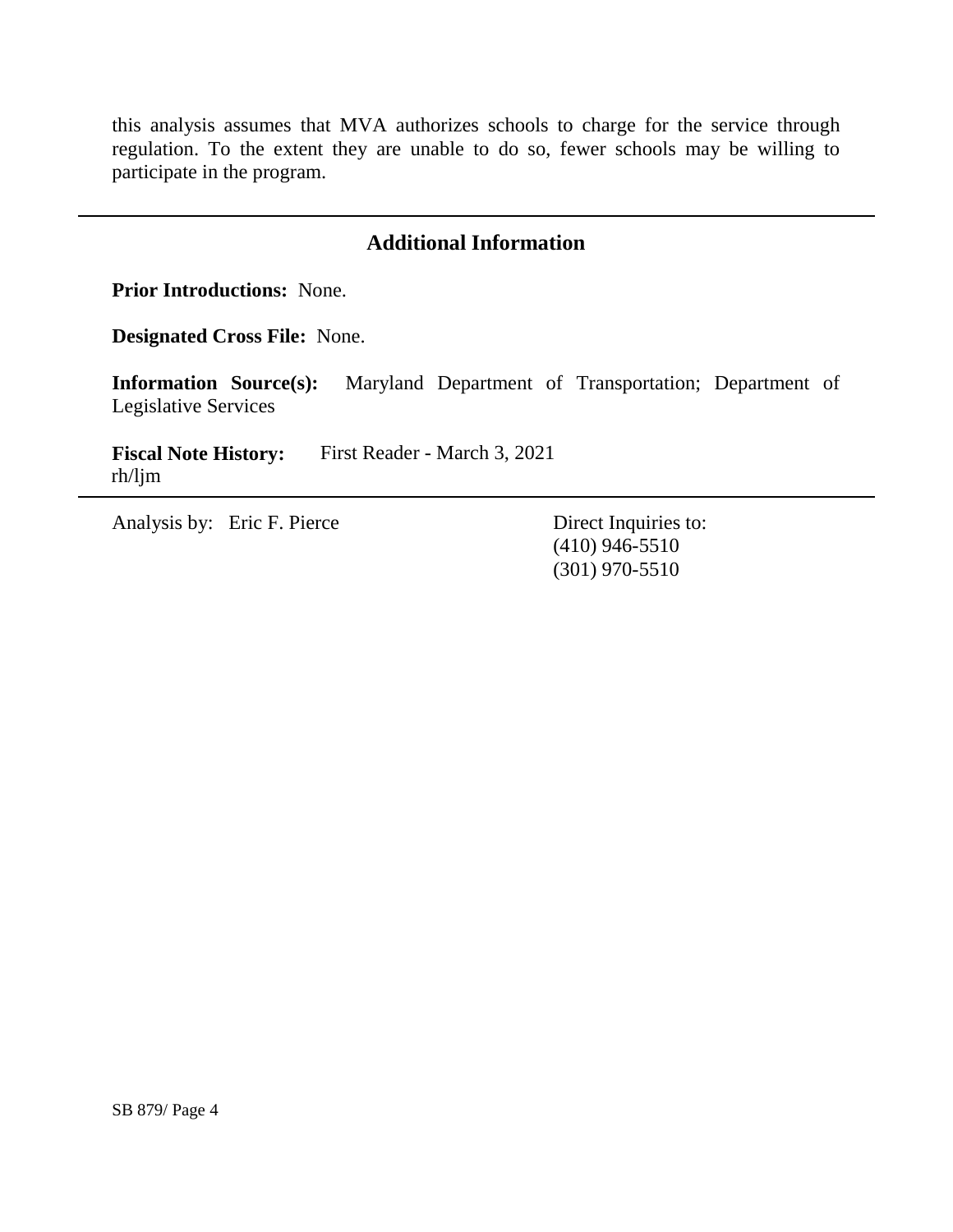this analysis assumes that MVA authorizes schools to charge for the service through regulation. To the extent they are unable to do so, fewer schools may be willing to participate in the program.

---

## Additional Information

**Prior Introductions:** None.

**Designated Cross File:** None.

**Information Source(s):** Maryland Department of Transportation; Department of Legislative Services

**Fiscal Note History:** First Reader - March 3, 2021
rh/ljm

---

Analysis by: Eric F. Pierce

Direct Inquiries to:
(410) 946-5510
(301) 970-5510